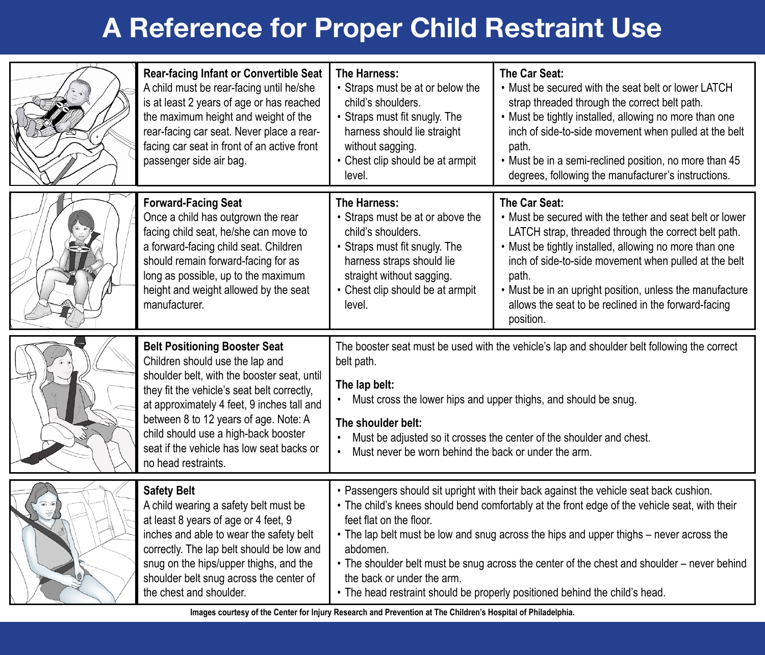# A Reference for Proper Child Restraint Use

**Rear-facing Infant or Convertible Seat**

A child must be rear-facing until he/she is at least 2 years of age or has reached the maximum height and weight of the rear-facing car seat. Never place a rear-facing car seat in front of an active front passenger side air bag.

**The Harness:**

- Straps must be at or below the child's shoulders.
- Straps must fit snugly. The harness should lie straight without sagging.
- Chest clip should be at armpit level.

**The Car Seat:**

- Must be secured with the seat belt or lower LATCH strap threaded through the correct belt path.
- Must be tightly installed, allowing no more than one inch of side-to-side movement when pulled at the belt path.
- Must be in a semi-reclined position, no more than 45 degrees, following the manufacturer's instructions.

**Forward-Facing Seat**

Once a child has outgrown the rear facing child seat, he/she can move to a forward-facing child seat. Children should remain forward-facing for as long as possible, up to the maximum height and weight allowed by the seat manufacturer.

**The Harness:**

- Straps must be at or above the child's shoulders.
- Straps must fit snugly. The harness straps should lie straight without sagging.
- Chest clip should be at armpit level.

**The Car Seat:**

- Must be secured with the tether and seat belt or lower LATCH strap, threaded through the correct belt path.
- Must be tightly installed, allowing no more than one inch of side-to-side movement when pulled at the belt path.
- Must be in an upright position, unless the manufacture allows the seat to be reclined in the forward-facing position.

**Belt Positioning Booster Seat**

Children should use the lap and shoulder belt, with the booster seat, until they fit the vehicle's seat belt correctly, at approximately 4 feet, 9 inches tall and between 8 to 12 years of age. Note: A child should use a high-back booster seat if the vehicle has low seat backs or no head restraints.

The booster seat must be used with the vehicle's lap and shoulder belt following the correct belt path.

**The lap belt:**

- Must cross the lower hips and upper thighs, and should be snug.

**The shoulder belt:**

- Must be adjusted so it crosses the center of the shoulder and chest.
- Must never be worn behind the back or under the arm.

**Safety Belt**

A child wearing a safety belt must be at least 8 years of age or 4 feet, 9 inches and able to wear the safety belt correctly. The lap belt should be low and snug on the hips/upper thighs, and the shoulder belt snug across the center of the chest and shoulder.

- Passengers should sit upright with their back against the vehicle seat back cushion.
- The child's knees should bend comfortably at the front edge of the vehicle seat, with their feet flat on the floor.
- The lap belt must be low and snug across the hips and upper thighs – never across the abdomen.
- The shoulder belt must be snug across the center of the chest and shoulder – never behind the back or under the arm.
- The head restraint should be properly positioned behind the child's head.

**Images courtesy of the Center for Injury Research and Prevention at The Children's Hospital of Philadelphia.**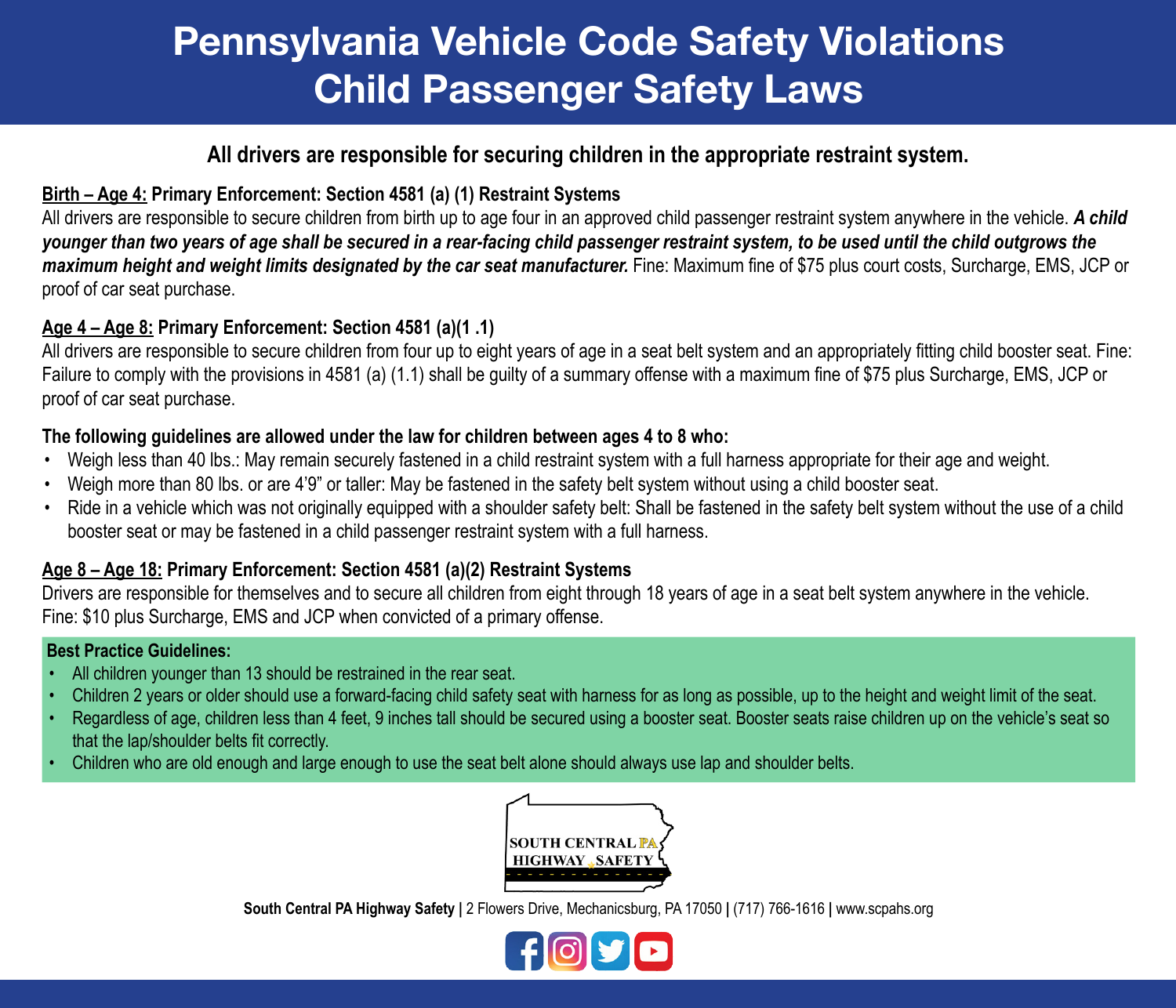# Pennsylvania Vehicle Code Safety Violations Child Passenger Safety Laws

**All drivers are responsible for securing children in the appropriate restraint system.**

**Birth – Age 4: Primary Enforcement: Section 4581 (a) (1) Restraint Systems**

All drivers are responsible to secure children from birth up to age four in an approved child passenger restraint system anywhere in the vehicle. ***A child younger than two years of age shall be secured in a rear-facing child passenger restraint system, to be used until the child outgrows the maximum height and weight limits designated by the car seat manufacturer.*** Fine: Maximum fine of $75 plus court costs, Surcharge, EMS, JCP or proof of car seat purchase.

**Age 4 – Age 8: Primary Enforcement: Section 4581 (a)(1 .1)**

All drivers are responsible to secure children from four up to eight years of age in a seat belt system and an appropriately fitting child booster seat. Fine: Failure to comply with the provisions in 4581 (a) (1.1) shall be guilty of a summary offense with a maximum fine of $75 plus Surcharge, EMS, JCP or proof of car seat purchase.

**The following guidelines are allowed under the law for children between ages 4 to 8 who:**

- Weigh less than 40 lbs.: May remain securely fastened in a child restraint system with a full harness appropriate for their age and weight.
- Weigh more than 80 lbs. or are 4'9" or taller: May be fastened in the safety belt system without using a child booster seat.
- Ride in a vehicle which was not originally equipped with a shoulder safety belt: Shall be fastened in the safety belt system without the use of a child booster seat or may be fastened in a child passenger restraint system with a full harness.

**Age 8 – Age 18: Primary Enforcement: Section 4581 (a)(2) Restraint Systems**

Drivers are responsible for themselves and to secure all children from eight through 18 years of age in a seat belt system anywhere in the vehicle. Fine: $10 plus Surcharge, EMS and JCP when convicted of a primary offense.

**Best Practice Guidelines:**

- All children younger than 13 should be restrained in the rear seat.
- Children 2 years or older should use a forward-facing child safety seat with harness for as long as possible, up to the height and weight limit of the seat.
- Regardless of age, children less than 4 feet, 9 inches tall should be secured using a booster seat. Booster seats raise children up on the vehicle's seat so that the lap/shoulder belts fit correctly.
- Children who are old enough and large enough to use the seat belt alone should always use lap and shoulder belts.

SOUTH CENTRAL PA HIGHWAY SAFETY

**South Central PA Highway Safety** | 2 Flowers Drive, Mechanicsburg, PA 17050 | (717) 766-1616 | www.scpahs.org